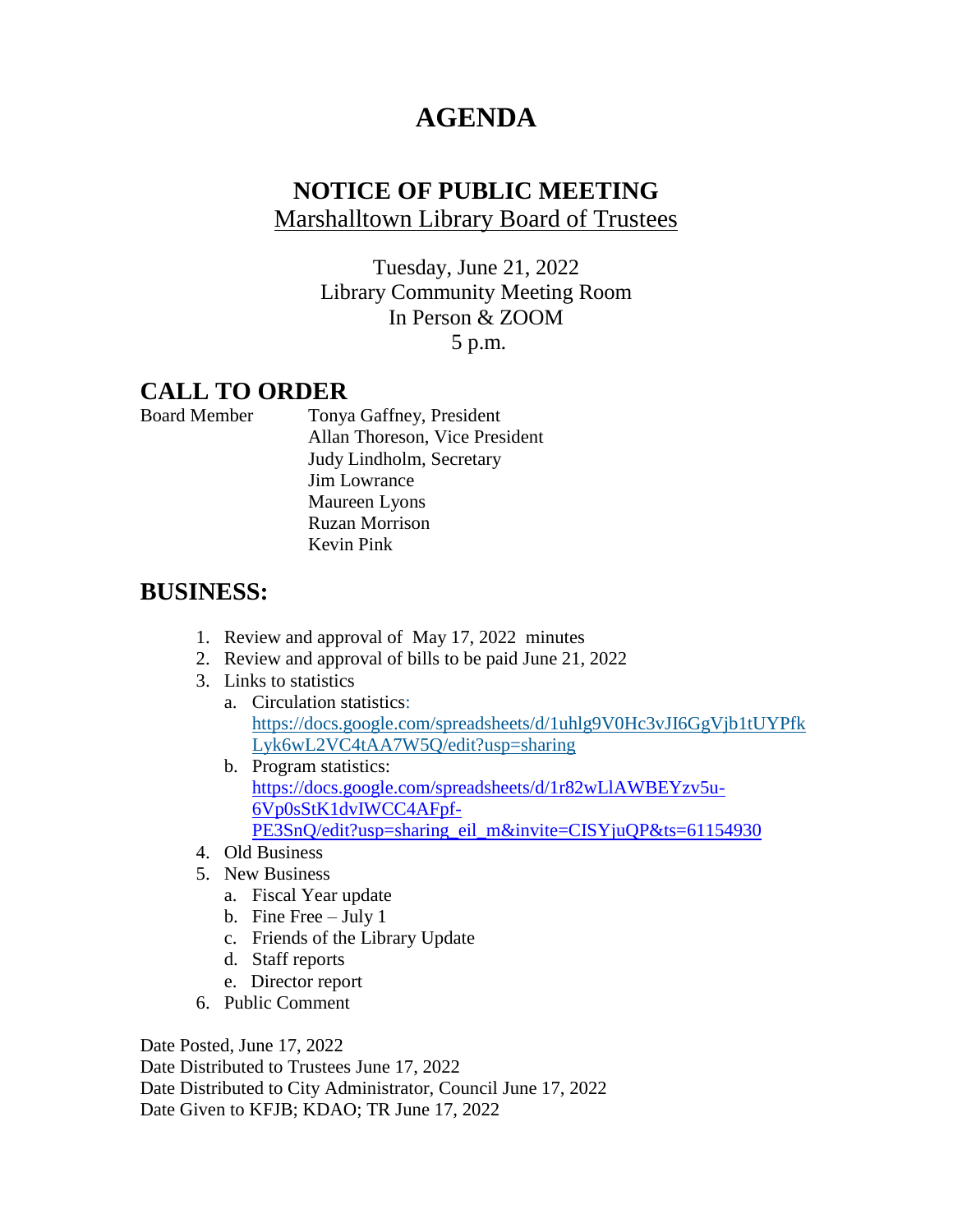# AGENDA

## NOTICE OF PUBLIC MEETING

Marshalltown Library Board of Trustees

Tuesday, June 21, 2022
Library Community Meeting Room
In Person & ZOOM
5 p.m.

## CALL TO ORDER

Board Member

- Tonya Gaffney, President
- Allan Thoreson, Vice President
- Judy Lindholm, Secretary
- Jim Lowrance
- Maureen Lyons
- Ruzan Morrison
- Kevin Pink

## BUSINESS:

1. Review and approval of May 17, 2022 minutes
2. Review and approval of bills to be paid June 21, 2022
3. Links to statistics
   a. Circulation statistics: https://docs.google.com/spreadsheets/d/1uhlg9V0Hc3vJI6GgVjb1tUYPfkLyk6wL2VC4tAA7W5Q/edit?usp=sharing
   b. Program statistics: https://docs.google.com/spreadsheets/d/1r82wLlAWBEYzv5u-6Vp0sStK1dvIWCC4AFpf-PE3SnQ/edit?usp=sharing_eil_m&invite=CISYjuQP&ts=61154930
4. Old Business
5. New Business
   a. Fiscal Year update
   b. Fine Free – July 1
   c. Friends of the Library Update
   d. Staff reports
   e. Director report
6. Public Comment

Date Posted, June 17, 2022
Date Distributed to Trustees June 17, 2022
Date Distributed to City Administrator, Council June 17, 2022
Date Given to KFJB; KDAO; TR June 17, 2022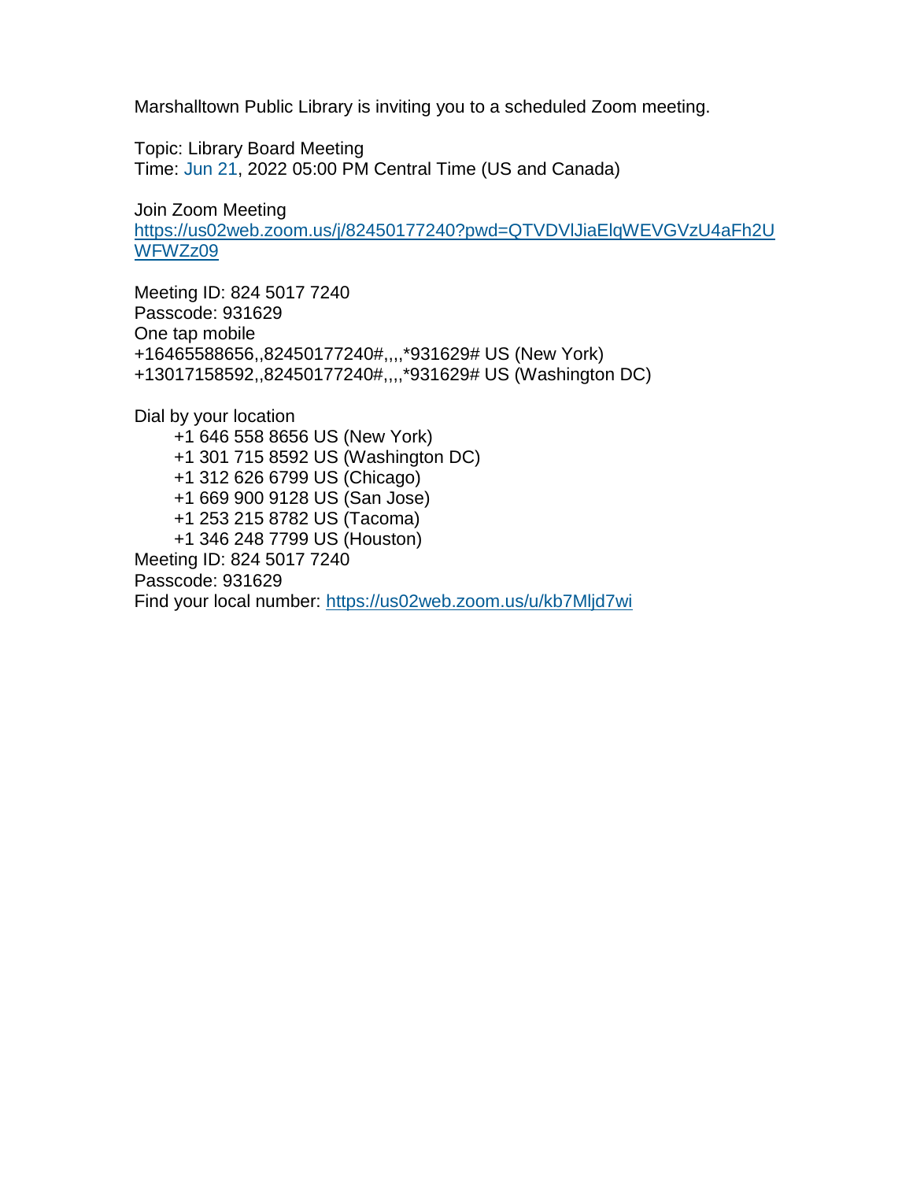Marshalltown Public Library is inviting you to a scheduled Zoom meeting.

Topic: Library Board Meeting
Time: Jun 21, 2022 05:00 PM Central Time (US and Canada)

Join Zoom Meeting
https://us02web.zoom.us/j/82450177240?pwd=QTVDVlJiaElqWEVGVzU4aFh2UWFWZz09

Meeting ID: 824 5017 7240
Passcode: 931629
One tap mobile
+16465588656,,82450177240#,,,,*931629# US (New York)
+13017158592,,82450177240#,,,,*931629# US (Washington DC)

Dial by your location
+1 646 558 8656 US (New York)
+1 301 715 8592 US (Washington DC)
+1 312 626 6799 US (Chicago)
+1 669 900 9128 US (San Jose)
+1 253 215 8782 US (Tacoma)
+1 346 248 7799 US (Houston)
Meeting ID: 824 5017 7240
Passcode: 931629
Find your local number: https://us02web.zoom.us/u/kb7Mljd7wi